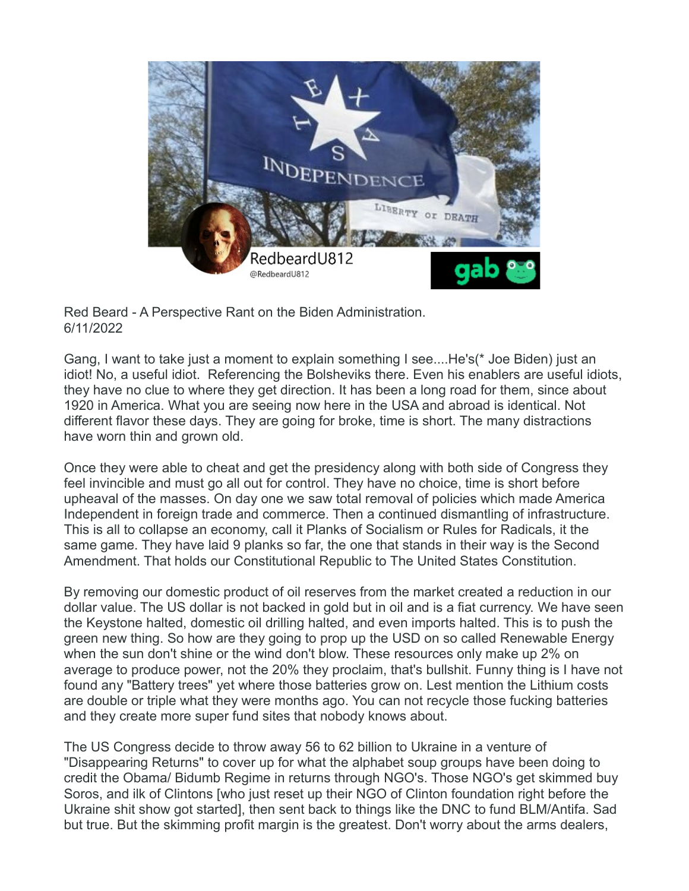Red Beard - A Perspective Rant on the Biden Administration.
6/11/2022

Gang, I want to take just a moment to explain something I see....He's(* Joe Biden) just an idiot! No, a useful idiot. Referencing the Bolsheviks there. Even his enablers are useful idiots, they have no clue to where they get direction. It has been a long road for them, since about 1920 in America. What you are seeing now here in the USA and abroad is identical. Not different flavor these days. They are going for broke, time is short. The many distractions have worn thin and grown old.

Once they were able to cheat and get the presidency along with both side of Congress they feel invincible and must go all out for control. They have no choice, time is short before upheaval of the masses. On day one we saw total removal of policies which made America Independent in foreign trade and commerce. Then a continued dismantling of infrastructure. This is all to collapse an economy, call it Planks of Socialism or Rules for Radicals, it the same game. They have laid 9 planks so far, the one that stands in their way is the Second Amendment. That holds our Constitutional Republic to The United States Constitution.

By removing our domestic product of oil reserves from the market created a reduction in our dollar value. The US dollar is not backed in gold but in oil and is a fiat currency. We have seen the Keystone halted, domestic oil drilling halted, and even imports halted. This is to push the green new thing. So how are they going to prop up the USD on so called Renewable Energy when the sun don't shine or the wind don't blow. These resources only make up 2% on average to produce power, not the 20% they proclaim, that's bullshit. Funny thing is I have not found any "Battery trees" yet where those batteries grow on. Lest mention the Lithium costs are double or triple what they were months ago. You can not recycle those fucking batteries and they create more super fund sites that nobody knows about.

The US Congress decide to throw away 56 to 62 billion to Ukraine in a venture of "Disappearing Returns" to cover up for what the alphabet soup groups have been doing to credit the Obama/ Bidumb Regime in returns through NGO's. Those NGO's get skimmed buy Soros, and ilk of Clintons [who just reset up their NGO of Clinton foundation right before the Ukraine shit show got started], then sent back to things like the DNC to fund BLM/Antifa. Sad but true. But the skimming profit margin is the greatest. Don't worry about the arms dealers,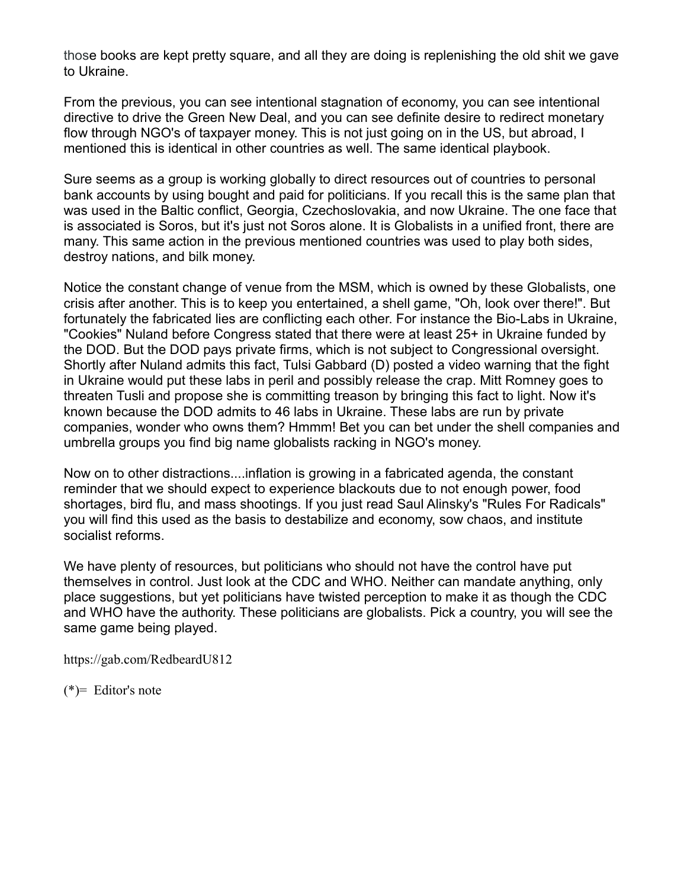those books are kept pretty square, and all they are doing is replenishing the old shit we gave to Ukraine.

From the previous, you can see intentional stagnation of economy, you can see intentional directive to drive the Green New Deal, and you can see definite desire to redirect monetary flow through NGO's of taxpayer money. This is not just going on in the US, but abroad, I mentioned this is identical in other countries as well. The same identical playbook.

Sure seems as a group is working globally to direct resources out of countries to personal bank accounts by using bought and paid for politicians. If you recall this is the same plan that was used in the Baltic conflict, Georgia, Czechoslovakia, and now Ukraine. The one face that is associated is Soros, but it's just not Soros alone. It is Globalists in a unified front, there are many. This same action in the previous mentioned countries was used to play both sides, destroy nations, and bilk money.

Notice the constant change of venue from the MSM, which is owned by these Globalists, one crisis after another. This is to keep you entertained, a shell game, "Oh, look over there!". But fortunately the fabricated lies are conflicting each other. For instance the Bio-Labs in Ukraine, "Cookies" Nuland before Congress stated that there were at least 25+ in Ukraine funded by the DOD. But the DOD pays private firms, which is not subject to Congressional oversight. Shortly after Nuland admits this fact, Tulsi Gabbard (D) posted a video warning that the fight in Ukraine would put these labs in peril and possibly release the crap. Mitt Romney goes to threaten Tusli and propose she is committing treason by bringing this fact to light. Now it's known because the DOD admits to 46 labs in Ukraine. These labs are run by private companies, wonder who owns them? Hmmm! Bet you can bet under the shell companies and umbrella groups you find big name globalists racking in NGO's money.

Now on to other distractions....inflation is growing in a fabricated agenda, the constant reminder that we should expect to experience blackouts due to not enough power, food shortages, bird flu, and mass shootings. If you just read Saul Alinsky's "Rules For Radicals" you will find this used as the basis to destabilize and economy, sow chaos, and institute socialist reforms.

We have plenty of resources, but politicians who should not have the control have put themselves in control. Just look at the CDC and WHO. Neither can mandate anything, only place suggestions, but yet politicians have twisted perception to make it as though the CDC and WHO have the authority. These politicians are globalists. Pick a country, you will see the same game being played.

https://gab.com/RedbeardU812

(*)= Editor's note